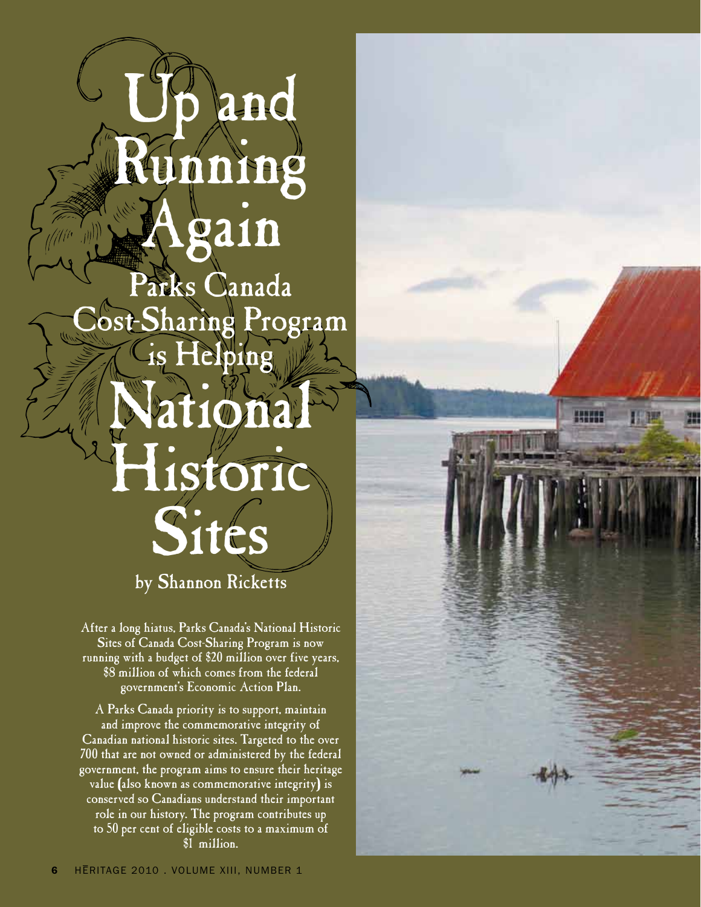# Up and Running Again

## Parks Canada Cost-Sharing Program is Helping National Historic Sites

by Shannon Ricketts

**After a long hiatus, Parks Canada's National Historic Sites of Canada Cost-Sharing Program is now running with a budget of $20 million over five years, $8 million of which comes from the federal government's Economic Action Plan.**

**A Parks Canada priority is to support, maintain and improve the commemorative integrity of Canadian national historic sites. Targeted to the over 700 that are not owned or administered by the federal government, the program aims to ensure their heritage value (also known as commemorative integrity) is conserved so Canadians understand their important role in our history. The program contributes up to 50 per cent of eligible costs to a maximum of $1 million.**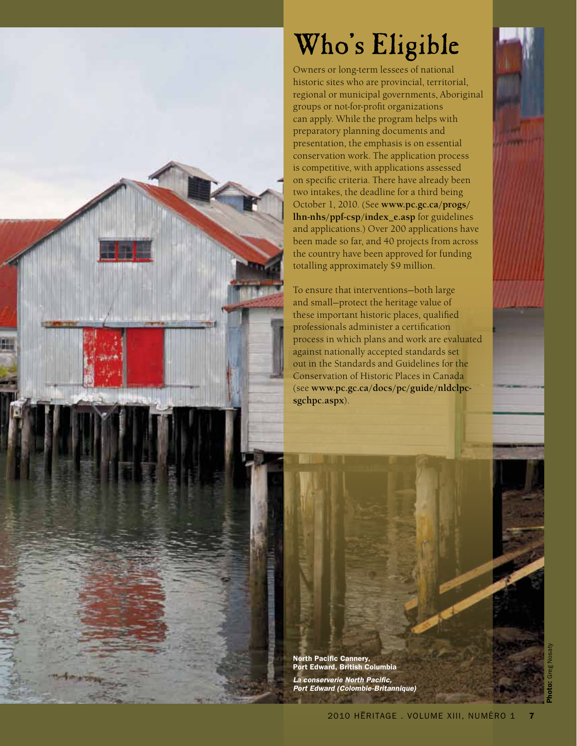# Who's Eligible

Owners or long-term lessees of national historic sites who are provincial, territorial, regional or municipal governments, Aboriginal groups or not-for-profit organizations can apply. While the program helps with preparatory planning documents and presentation, the emphasis is on essential conservation work. The application process is competitive, with applications assessed on specific criteria. There have already been two intakes, the deadline for a third being October 1, 2010. (See **www.pc.gc.ca/progs/lhn-nhs/ppf-csp/index_e.asp** for guidelines and applications.) Over 200 applications have been made so far, and 40 projects from across the country have been approved for funding totalling approximately $9 million.

To ensure that interventions—both large and small—protect the heritage value of these important historic places, qualified professionals administer a certification process in which plans and work are evaluated against nationally accepted standards set out in the Standards and Guidelines for the Conservation of Historic Places in Canada (see **www.pc.gc.ca/docs/pc/guide/nldclpc-sgchpc.aspx**).

**North Pacific Cannery, Port Edward, British Columbia**

***La conserverie North Pacific, Port Edward (Colombie-Britannique)***

**Photo:** Greg Nosaty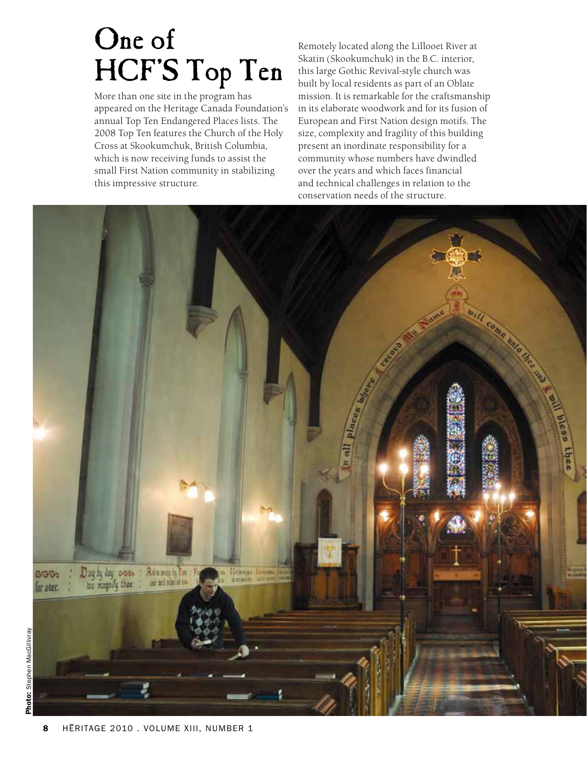# One of HCF'S Top Ten

More than one site in the program has appeared on the Heritage Canada Foundation's annual Top Ten Endangered Places lists. The 2008 Top Ten features the Church of the Holy Cross at Skookumchuk, British Columbia, which is now receiving funds to assist the small First Nation community in stabilizing this impressive structure.

Remotely located along the Lillooet River at Skatin (Skookumchuk) in the B.C. interior, this large Gothic Revival-style church was built by local residents as part of an Oblate mission. It is remarkable for the craftsmanship in its elaborate woodwork and for its fusion of European and First Nation design motifs. The size, complexity and fragility of this building present an inordinate responsibility for a community whose numbers have dwindled over the years and which faces financial and technical challenges in relation to the conservation needs of the structure.

**Photo:** Stephen MacGillivray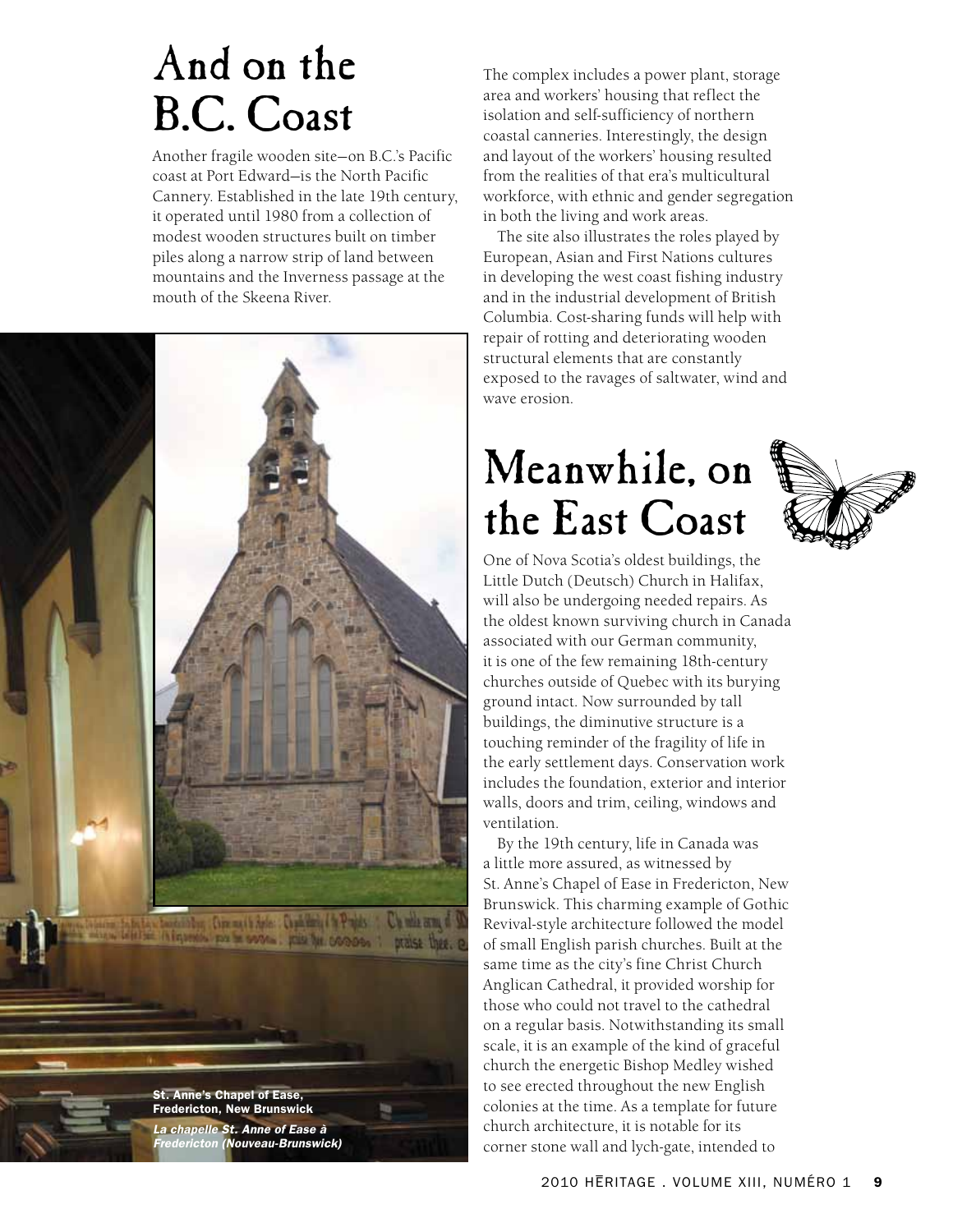# And on the B.C. Coast

Another fragile wooden site—on B.C.'s Pacific coast at Port Edward—is the North Pacific Cannery. Established in the late 19th century, it operated until 1980 from a collection of modest wooden structures built on timber piles along a narrow strip of land between mountains and the Inverness passage at the mouth of the Skeena River.

The complex includes a power plant, storage area and workers' housing that reflect the isolation and self-sufficiency of northern coastal canneries. Interestingly, the design and layout of the workers' housing resulted from the realities of that era's multicultural workforce, with ethnic and gender segregation in both the living and work areas.

The site also illustrates the roles played by European, Asian and First Nations cultures in developing the west coast fishing industry and in the industrial development of British Columbia. Cost-sharing funds will help with repair of rotting and deteriorating wooden structural elements that are constantly exposed to the ravages of saltwater, wind and wave erosion.

# Meanwhile, on the East Coast

One of Nova Scotia's oldest buildings, the Little Dutch (Deutsch) Church in Halifax, will also be undergoing needed repairs. As the oldest known surviving church in Canada associated with our German community, it is one of the few remaining 18th-century churches outside of Quebec with its burying ground intact. Now surrounded by tall buildings, the diminutive structure is a touching reminder of the fragility of life in the early settlement days. Conservation work includes the foundation, exterior and interior walls, doors and trim, ceiling, windows and ventilation.

By the 19th century, life in Canada was a little more assured, as witnessed by St. Anne's Chapel of Ease in Fredericton, New Brunswick. This charming example of Gothic Revival-style architecture followed the model of small English parish churches. Built at the same time as the city's fine Christ Church Anglican Cathedral, it provided worship for those who could not travel to the cathedral on a regular basis. Notwithstanding its small scale, it is an example of the kind of graceful church the energetic Bishop Medley wished to see erected throughout the new English colonies at the time. As a template for future church architecture, it is notable for its corner stone wall and lych-gate, intended to

**St. Anne's Chapel of Ease, Fredericton, New Brunswick**

***La chapelle St. Anne of Ease à Fredericton (Nouveau-Brunswick)***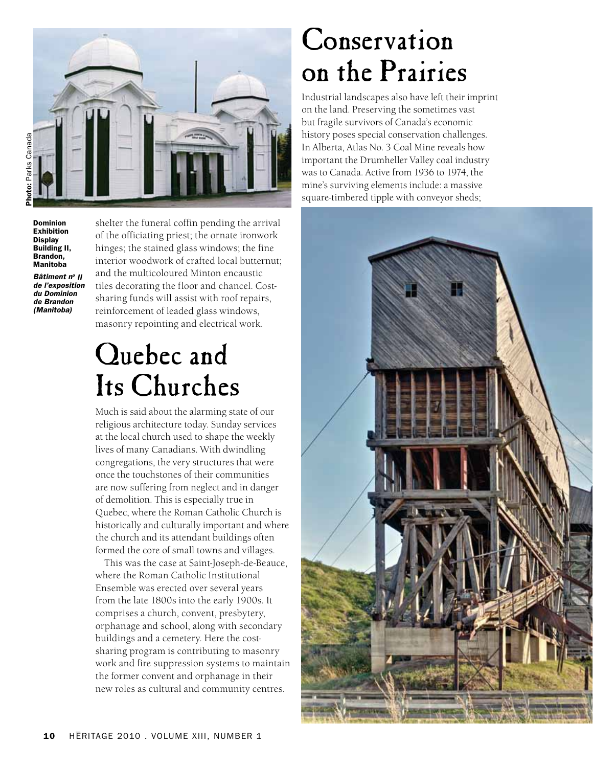Photo: Parks Canada

**Dominion Exhibition Display Building II, Brandon, Manitoba**

***Bâtiment n° II de l'exposition du Dominion de Brandon (Manitoba)***

shelter the funeral coffin pending the arrival of the officiating priest; the ornate ironwork hinges; the stained glass windows; the fine interior woodwork of crafted local butternut; and the multicoloured Minton encaustic tiles decorating the floor and chancel. Cost-sharing funds will assist with roof repairs, reinforcement of leaded glass windows, masonry repointing and electrical work.

# Quebec and Its Churches

Much is said about the alarming state of our religious architecture today. Sunday services at the local church used to shape the weekly lives of many Canadians. With dwindling congregations, the very structures that were once the touchstones of their communities are now suffering from neglect and in danger of demolition. This is especially true in Quebec, where the Roman Catholic Church is historically and culturally important and where the church and its attendant buildings often formed the core of small towns and villages.

This was the case at Saint-Joseph-de-Beauce, where the Roman Catholic Institutional Ensemble was erected over several years from the late 1800s into the early 1900s. It comprises a church, convent, presbytery, orphanage and school, along with secondary buildings and a cemetery. Here the cost-sharing program is contributing to masonry work and fire suppression systems to maintain the former convent and orphanage in their new roles as cultural and community centres.

# Conservation on the Prairies

Industrial landscapes also have left their imprint on the land. Preserving the sometimes vast but fragile survivors of Canada's economic history poses special conservation challenges. In Alberta, Atlas No. 3 Coal Mine reveals how important the Drumheller Valley coal industry was to Canada. Active from 1936 to 1974, the mine's surviving elements include: a massive square-timbered tipple with conveyor sheds;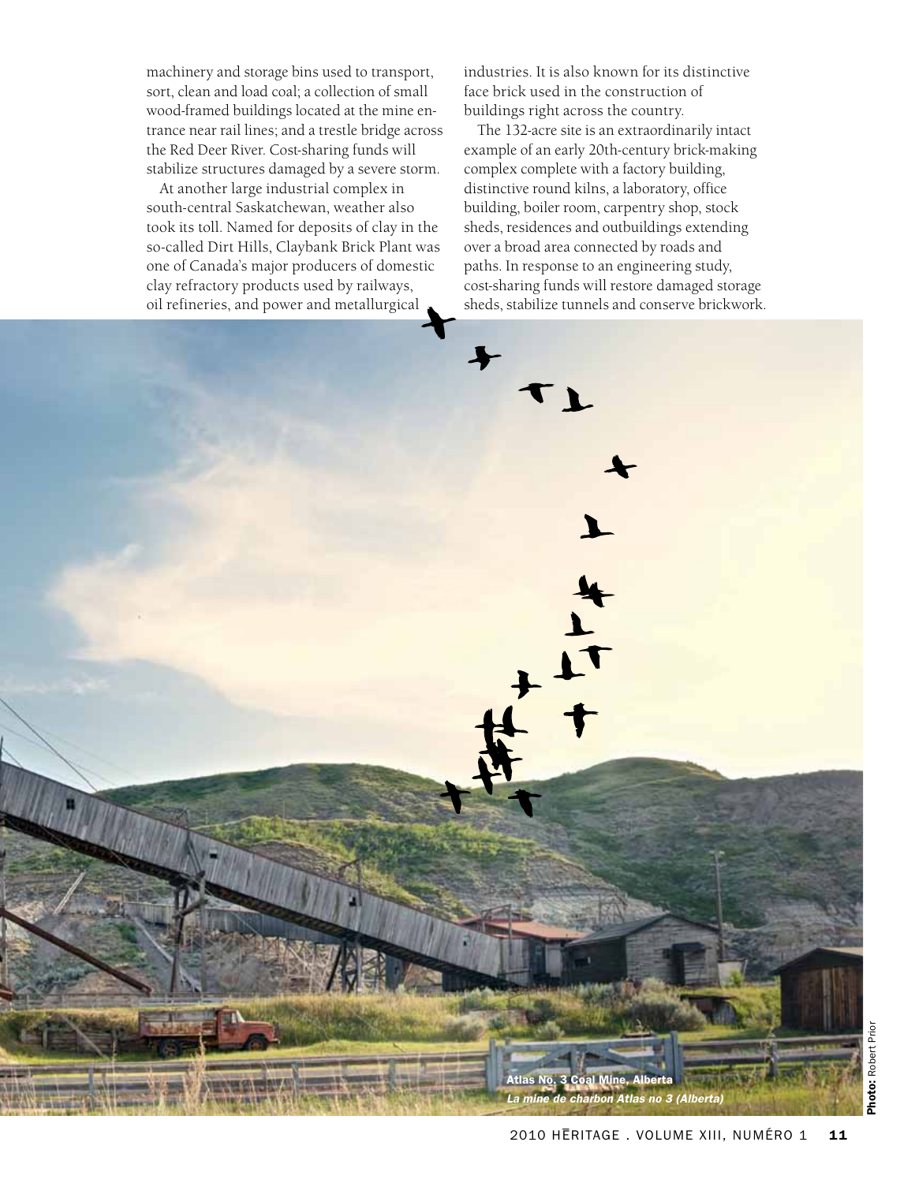machinery and storage bins used to transport, sort, clean and load coal; a collection of small wood-framed buildings located at the mine entrance near rail lines; and a trestle bridge across the Red Deer River. Cost-sharing funds will stabilize structures damaged by a severe storm.

At another large industrial complex in south-central Saskatchewan, weather also took its toll. Named for deposits of clay in the so-called Dirt Hills, Claybank Brick Plant was one of Canada's major producers of domestic clay refractory products used by railways, oil refineries, and power and metallurgical industries. It is also known for its distinctive face brick used in the construction of buildings right across the country.

The 132-acre site is an extraordinarily intact example of an early 20th-century brick-making complex complete with a factory building, distinctive round kilns, a laboratory, office building, boiler room, carpentry shop, stock sheds, residences and outbuildings extending over a broad area connected by roads and paths. In response to an engineering study, cost-sharing funds will restore damaged storage sheds, stabilize tunnels and conserve brickwork.

Atlas No. 3 Coal Mine, Alberta
*La mine de charbon Atlas no 3 (Alberta)*

**Photo:** Robert Prior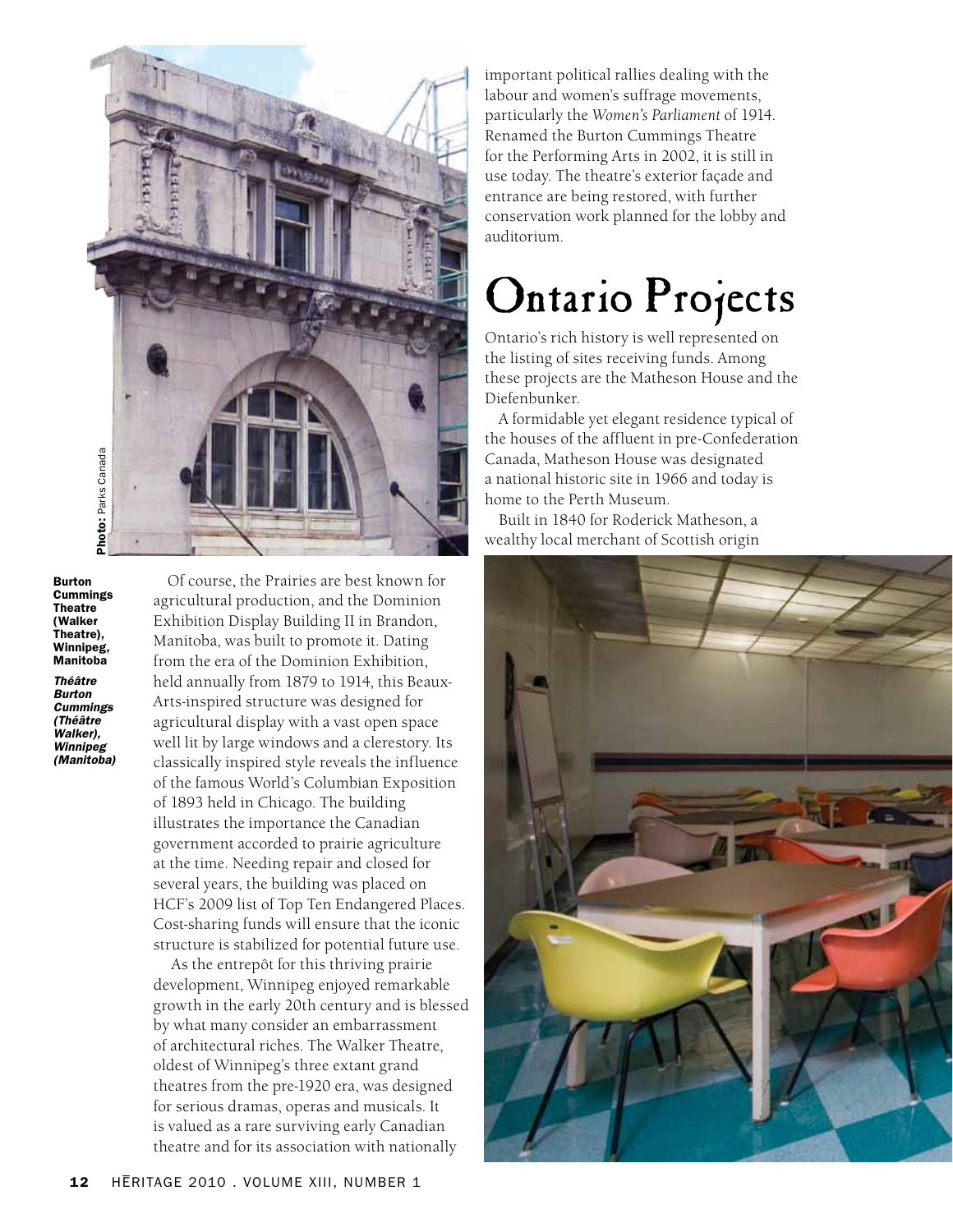Photo: Parks Canada

**Burton Cummings Theatre (Walker Theatre), Winnipeg, Manitoba**

***Théâtre Burton Cummings (Théâtre Walker), Winnipeg (Manitoba)***

Of course, the Prairies are best known for agricultural production, and the Dominion Exhibition Display Building II in Brandon, Manitoba, was built to promote it. Dating from the era of the Dominion Exhibition, held annually from 1879 to 1914, this Beaux-Arts-inspired structure was designed for agricultural display with a vast open space well lit by large windows and a clerestory. Its classically inspired style reveals the influence of the famous World's Columbian Exposition of 1893 held in Chicago. The building illustrates the importance the Canadian government accorded to prairie agriculture at the time. Needing repair and closed for several years, the building was placed on HCF's 2009 list of Top Ten Endangered Places. Cost-sharing funds will ensure that the iconic structure is stabilized for potential future use.

As the entrepôt for this thriving prairie development, Winnipeg enjoyed remarkable growth in the early 20th century and is blessed by what many consider an embarrassment of architectural riches. The Walker Theatre, oldest of Winnipeg's three extant grand theatres from the pre-1920 era, was designed for serious dramas, operas and musicals. It is valued as a rare surviving early Canadian theatre and for its association with nationally important political rallies dealing with the labour and women's suffrage movements, particularly the *Women's Parliament* of 1914. Renamed the Burton Cummings Theatre for the Performing Arts in 2002, it is still in use today. The theatre's exterior façade and entrance are being restored, with further conservation work planned for the lobby and auditorium.

# Ontario Projects

Ontario's rich history is well represented on the listing of sites receiving funds. Among these projects are the Matheson House and the Diefenbunker.

A formidable yet elegant residence typical of the houses of the affluent in pre-Confederation Canada, Matheson House was designated a national historic site in 1966 and today is home to the Perth Museum.

Built in 1840 for Roderick Matheson, a wealthy local merchant of Scottish origin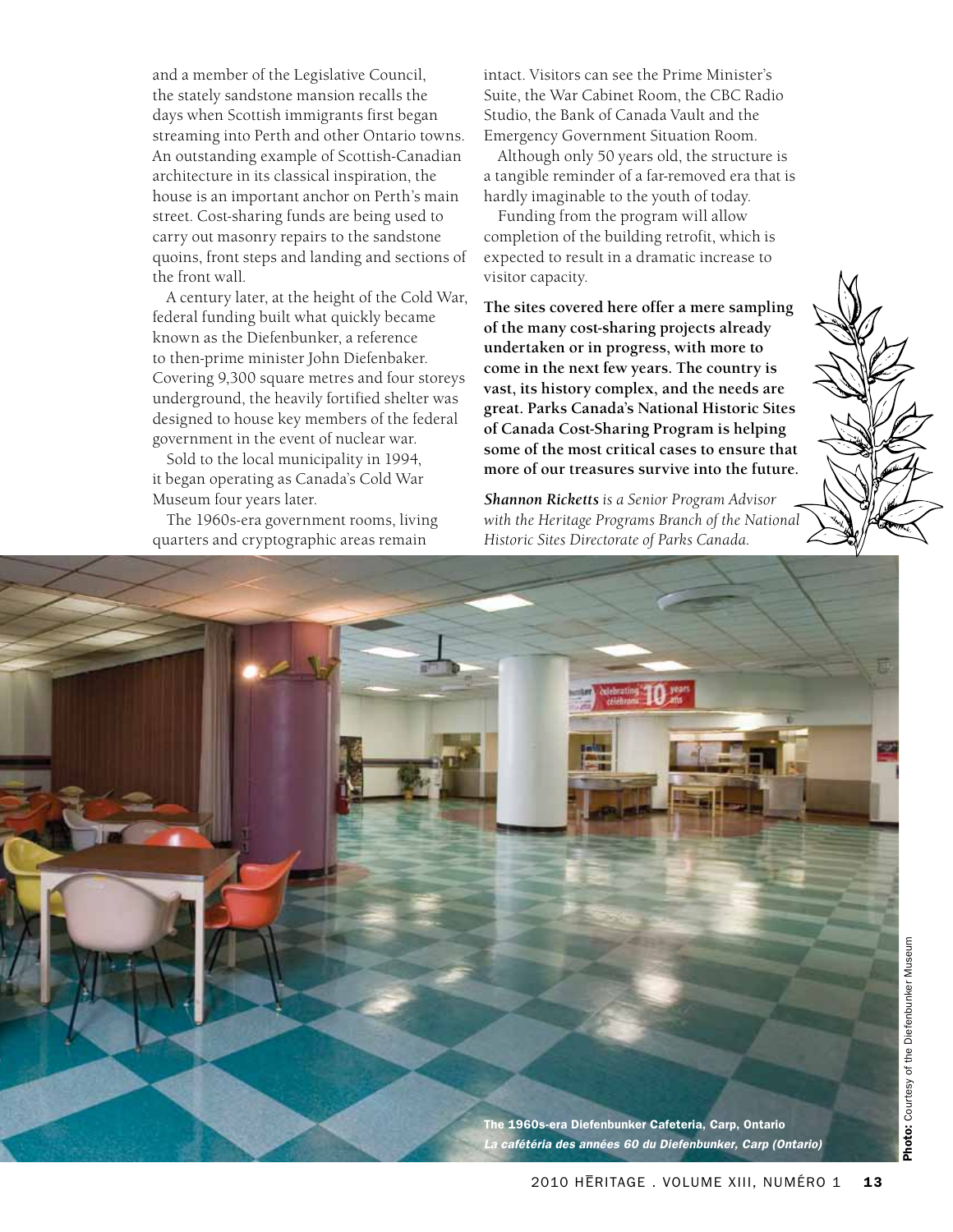and a member of the Legislative Council, the stately sandstone mansion recalls the days when Scottish immigrants first began streaming into Perth and other Ontario towns. An outstanding example of Scottish-Canadian architecture in its classical inspiration, the house is an important anchor on Perth's main street. Cost-sharing funds are being used to carry out masonry repairs to the sandstone quoins, front steps and landing and sections of the front wall.

A century later, at the height of the Cold War, federal funding built what quickly became known as the Diefenbunker, a reference to then-prime minister John Diefenbaker. Covering 9,300 square metres and four storeys underground, the heavily fortified shelter was designed to house key members of the federal government in the event of nuclear war.

Sold to the local municipality in 1994, it began operating as Canada's Cold War Museum four years later.

The 1960s-era government rooms, living quarters and cryptographic areas remain intact. Visitors can see the Prime Minister's Suite, the War Cabinet Room, the CBC Radio Studio, the Bank of Canada Vault and the Emergency Government Situation Room.

Although only 50 years old, the structure is a tangible reminder of a far-removed era that is hardly imaginable to the youth of today.

Funding from the program will allow completion of the building retrofit, which is expected to result in a dramatic increase to visitor capacity.

**The sites covered here offer a mere sampling of the many cost-sharing projects already undertaken or in progress, with more to come in the next few years. The country is vast, its history complex, and the needs are great. Parks Canada's National Historic Sites of Canada Cost-Sharing Program is helping some of the most critical cases to ensure that more of our treasures survive into the future.**

***Shannon Ricketts*** *is a Senior Program Advisor with the Heritage Programs Branch of the National Historic Sites Directorate of Parks Canada.*

**The 1960s-era Diefenbunker Cafeteria, Carp, Ontario**
***La cafétéria des années 60 du Diefenbunker, Carp (Ontario)***

**Photo:** Courtesy of the Diefenbunker Museum